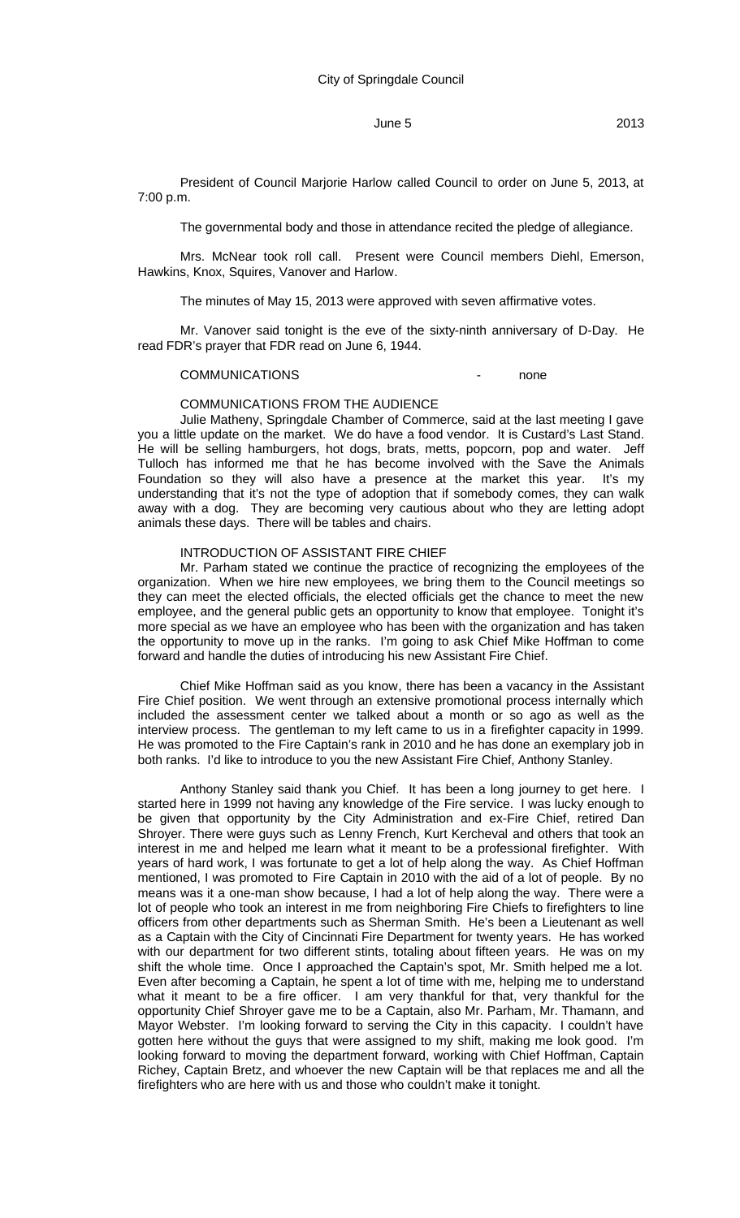President of Council Marjorie Harlow called Council to order on June 5, 2013, at 7:00 p.m.

The governmental body and those in attendance recited the pledge of allegiance.

Mrs. McNear took roll call. Present were Council members Diehl, Emerson, Hawkins, Knox, Squires, Vanover and Harlow.

The minutes of May 15, 2013 were approved with seven affirmative votes.

Mr. Vanover said tonight is the eve of the sixty-ninth anniversary of D-Day. He read FDR's prayer that FDR read on June 6, 1944.

COMMUNICATIONS - none

COMMUNICATIONS FROM THE AUDIENCE

Julie Matheny, Springdale Chamber of Commerce, said at the last meeting I gave you a little update on the market. We do have a food vendor. It is Custard's Last Stand. He will be selling hamburgers, hot dogs, brats, metts, popcorn, pop and water. Jeff Tulloch has informed me that he has become involved with the Save the Animals Foundation so they will also have a presence at the market this year. It's my understanding that it's not the type of adoption that if somebody comes, they can walk away with a dog. They are becoming very cautious about who they are letting adopt animals these days. There will be tables and chairs.

INTRODUCTION OF ASSISTANT FIRE CHIEF

Mr. Parham stated we continue the practice of recognizing the employees of the organization. When we hire new employees, we bring them to the Council meetings so they can meet the elected officials, the elected officials get the chance to meet the new employee, and the general public gets an opportunity to know that employee. Tonight it's more special as we have an employee who has been with the organization and has taken the opportunity to move up in the ranks. I'm going to ask Chief Mike Hoffman to come forward and handle the duties of introducing his new Assistant Fire Chief.

Chief Mike Hoffman said as you know, there has been a vacancy in the Assistant Fire Chief position. We went through an extensive promotional process internally which included the assessment center we talked about a month or so ago as well as the interview process. The gentleman to my left came to us in a firefighter capacity in 1999. He was promoted to the Fire Captain's rank in 2010 and he has done an exemplary job in both ranks. I'd like to introduce to you the new Assistant Fire Chief, Anthony Stanley.

Anthony Stanley said thank you Chief. It has been a long journey to get here. I started here in 1999 not having any knowledge of the Fire service. I was lucky enough to be given that opportunity by the City Administration and ex-Fire Chief, retired Dan Shroyer. There were guys such as Lenny French, Kurt Kercheval and others that took an interest in me and helped me learn what it meant to be a professional firefighter. With years of hard work, I was fortunate to get a lot of help along the way. As Chief Hoffman mentioned, I was promoted to Fire Captain in 2010 with the aid of a lot of people. By no means was it a one-man show because, I had a lot of help along the way. There were a lot of people who took an interest in me from neighboring Fire Chiefs to firefighters to line officers from other departments such as Sherman Smith. He's been a Lieutenant as well as a Captain with the City of Cincinnati Fire Department for twenty years. He has worked with our department for two different stints, totaling about fifteen years. He was on my shift the whole time. Once I approached the Captain's spot, Mr. Smith helped me a lot. Even after becoming a Captain, he spent a lot of time with me, helping me to understand what it meant to be a fire officer. I am very thankful for that, very thankful for the opportunity Chief Shroyer gave me to be a Captain, also Mr. Parham, Mr. Thamann, and Mayor Webster. I'm looking forward to serving the City in this capacity. I couldn't have gotten here without the guys that were assigned to my shift, making me look good. I'm looking forward to moving the department forward, working with Chief Hoffman, Captain Richey, Captain Bretz, and whoever the new Captain will be that replaces me and all the firefighters who are here with us and those who couldn't make it tonight.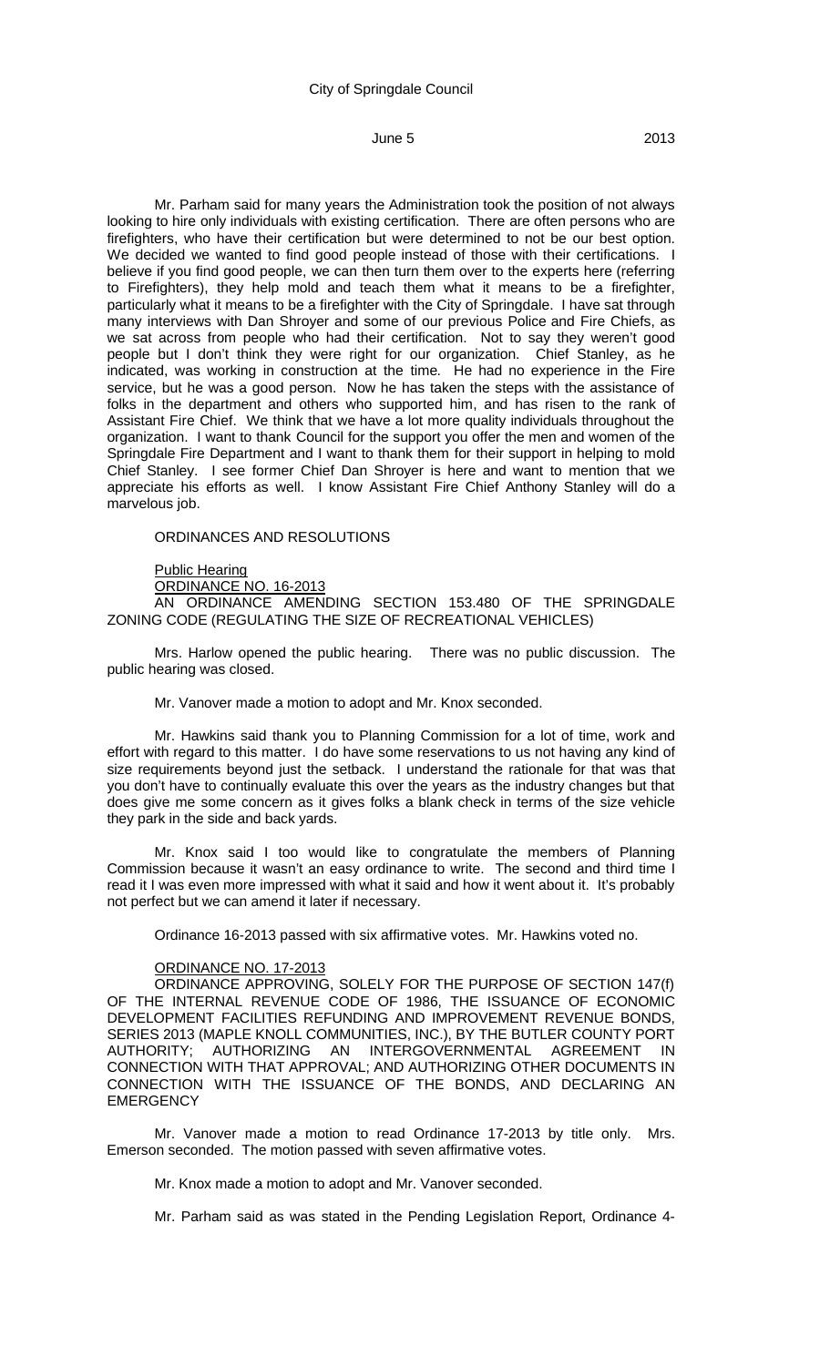Mr. Parham said for many years the Administration took the position of not always looking to hire only individuals with existing certification. There are often persons who are firefighters, who have their certification but were determined to not be our best option. We decided we wanted to find good people instead of those with their certifications. I believe if you find good people, we can then turn them over to the experts here (referring to Firefighters), they help mold and teach them what it means to be a firefighter, particularly what it means to be a firefighter with the City of Springdale. I have sat through many interviews with Dan Shroyer and some of our previous Police and Fire Chiefs, as we sat across from people who had their certification. Not to say they weren't good people but I don't think they were right for our organization. Chief Stanley, as he indicated, was working in construction at the time. He had no experience in the Fire service, but he was a good person. Now he has taken the steps with the assistance of folks in the department and others who supported him, and has risen to the rank of Assistant Fire Chief. We think that we have a lot more quality individuals throughout the organization. I want to thank Council for the support you offer the men and women of the Springdale Fire Department and I want to thank them for their support in helping to mold Chief Stanley. I see former Chief Dan Shroyer is here and want to mention that we appreciate his efforts as well. I know Assistant Fire Chief Anthony Stanley will do a marvelous job.

ORDINANCES AND RESOLUTIONS

Public Hearing

ORDINANCE NO. 16-2013

AN ORDINANCE AMENDING SECTION 153.480 OF THE SPRINGDALE ZONING CODE (REGULATING THE SIZE OF RECREATIONAL VEHICLES)

Mrs. Harlow opened the public hearing. There was no public discussion. The public hearing was closed.

Mr. Vanover made a motion to adopt and Mr. Knox seconded.

Mr. Hawkins said thank you to Planning Commission for a lot of time, work and effort with regard to this matter. I do have some reservations to us not having any kind of size requirements beyond just the setback. I understand the rationale for that was that you don't have to continually evaluate this over the years as the industry changes but that does give me some concern as it gives folks a blank check in terms of the size vehicle they park in the side and back yards.

Mr. Knox said I too would like to congratulate the members of Planning Commission because it wasn't an easy ordinance to write. The second and third time I read it I was even more impressed with what it said and how it went about it. It's probably not perfect but we can amend it later if necessary.

Ordinance 16-2013 passed with six affirmative votes. Mr. Hawkins voted no.

ORDINANCE NO. 17-2013

ORDINANCE APPROVING, SOLELY FOR THE PURPOSE OF SECTION 147(f) OF THE INTERNAL REVENUE CODE OF 1986, THE ISSUANCE OF ECONOMIC DEVELOPMENT FACILITIES REFUNDING AND IMPROVEMENT REVENUE BONDS, SERIES 2013 (MAPLE KNOLL COMMUNITIES, INC.), BY THE BUTLER COUNTY PORT AUTHORITY; AUTHORIZING AN INTERGOVERNMENTAL AGREEMENT IN CONNECTION WITH THAT APPROVAL; AND AUTHORIZING OTHER DOCUMENTS IN CONNECTION WITH THE ISSUANCE OF THE BONDS, AND DECLARING AN EMERGENCY

Mr. Vanover made a motion to read Ordinance 17-2013 by title only. Mrs. Emerson seconded. The motion passed with seven affirmative votes.

Mr. Knox made a motion to adopt and Mr. Vanover seconded.

Mr. Parham said as was stated in the Pending Legislation Report, Ordinance 4-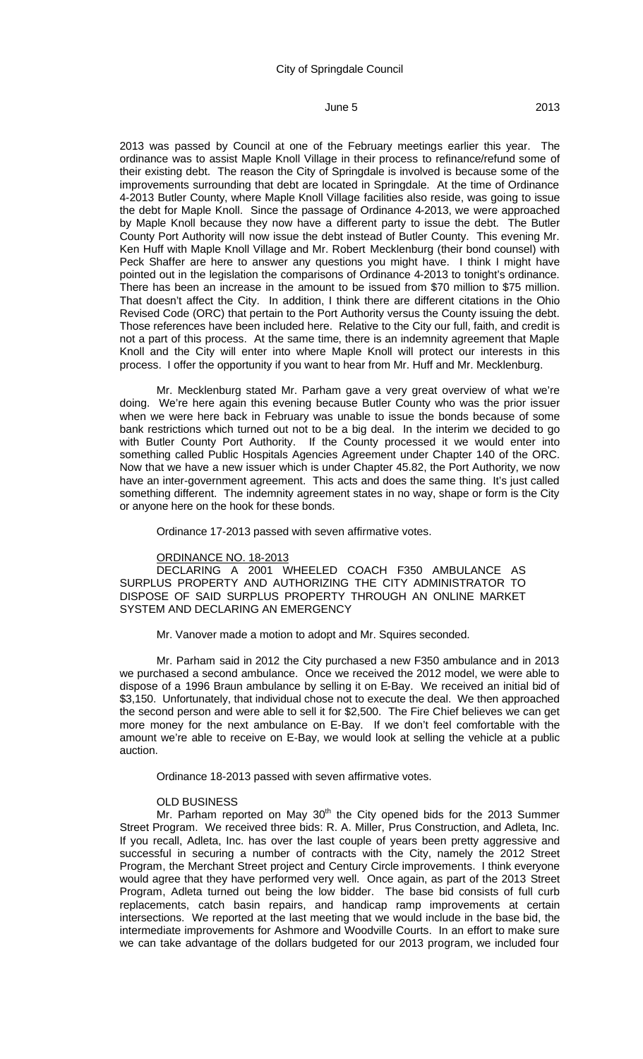2013 was passed by Council at one of the February meetings earlier this year. The ordinance was to assist Maple Knoll Village in their process to refinance/refund some of their existing debt. The reason the City of Springdale is involved is because some of the improvements surrounding that debt are located in Springdale. At the time of Ordinance 4-2013 Butler County, where Maple Knoll Village facilities also reside, was going to issue the debt for Maple Knoll. Since the passage of Ordinance 4-2013, we were approached by Maple Knoll because they now have a different party to issue the debt. The Butler County Port Authority will now issue the debt instead of Butler County. This evening Mr. Ken Huff with Maple Knoll Village and Mr. Robert Mecklenburg (their bond counsel) with Peck Shaffer are here to answer any questions you might have. I think I might have pointed out in the legislation the comparisons of Ordinance 4-2013 to tonight's ordinance. There has been an increase in the amount to be issued from $70 million to $75 million. That doesn't affect the City. In addition, I think there are different citations in the Ohio Revised Code (ORC) that pertain to the Port Authority versus the County issuing the debt. Those references have been included here. Relative to the City our full, faith, and credit is not a part of this process. At the same time, there is an indemnity agreement that Maple Knoll and the City will enter into where Maple Knoll will protect our interests in this process. I offer the opportunity if you want to hear from Mr. Huff and Mr. Mecklenburg.

Mr. Mecklenburg stated Mr. Parham gave a very great overview of what we're doing. We're here again this evening because Butler County who was the prior issuer when we were here back in February was unable to issue the bonds because of some bank restrictions which turned out not to be a big deal. In the interim we decided to go with Butler County Port Authority. If the County processed it we would enter into something called Public Hospitals Agencies Agreement under Chapter 140 of the ORC. Now that we have a new issuer which is under Chapter 45.82, the Port Authority, we now have an inter-government agreement. This acts and does the same thing. It's just called something different. The indemnity agreement states in no way, shape or form is the City or anyone here on the hook for these bonds.

Ordinance 17-2013 passed with seven affirmative votes.

ORDINANCE NO. 18-2013

DECLARING A 2001 WHEELED COACH F350 AMBULANCE AS SURPLUS PROPERTY AND AUTHORIZING THE CITY ADMINISTRATOR TO DISPOSE OF SAID SURPLUS PROPERTY THROUGH AN ONLINE MARKET SYSTEM AND DECLARING AN EMERGENCY

Mr. Vanover made a motion to adopt and Mr. Squires seconded.

Mr. Parham said in 2012 the City purchased a new F350 ambulance and in 2013 we purchased a second ambulance. Once we received the 2012 model, we were able to dispose of a 1996 Braun ambulance by selling it on E-Bay. We received an initial bid of $3,150. Unfortunately, that individual chose not to execute the deal. We then approached the second person and were able to sell it for $2,500. The Fire Chief believes we can get more money for the next ambulance on E-Bay. If we don't feel comfortable with the amount we're able to receive on E-Bay, we would look at selling the vehicle at a public auction.

Ordinance 18-2013 passed with seven affirmative votes.

OLD BUSINESS

Mr. Parham reported on May 30th the City opened bids for the 2013 Summer Street Program. We received three bids: R. A. Miller, Prus Construction, and Adleta, Inc. If you recall, Adleta, Inc. has over the last couple of years been pretty aggressive and successful in securing a number of contracts with the City, namely the 2012 Street Program, the Merchant Street project and Century Circle improvements. I think everyone would agree that they have performed very well. Once again, as part of the 2013 Street Program, Adleta turned out being the low bidder. The base bid consists of full curb replacements, catch basin repairs, and handicap ramp improvements at certain intersections. We reported at the last meeting that we would include in the base bid, the intermediate improvements for Ashmore and Woodville Courts. In an effort to make sure we can take advantage of the dollars budgeted for our 2013 program, we included four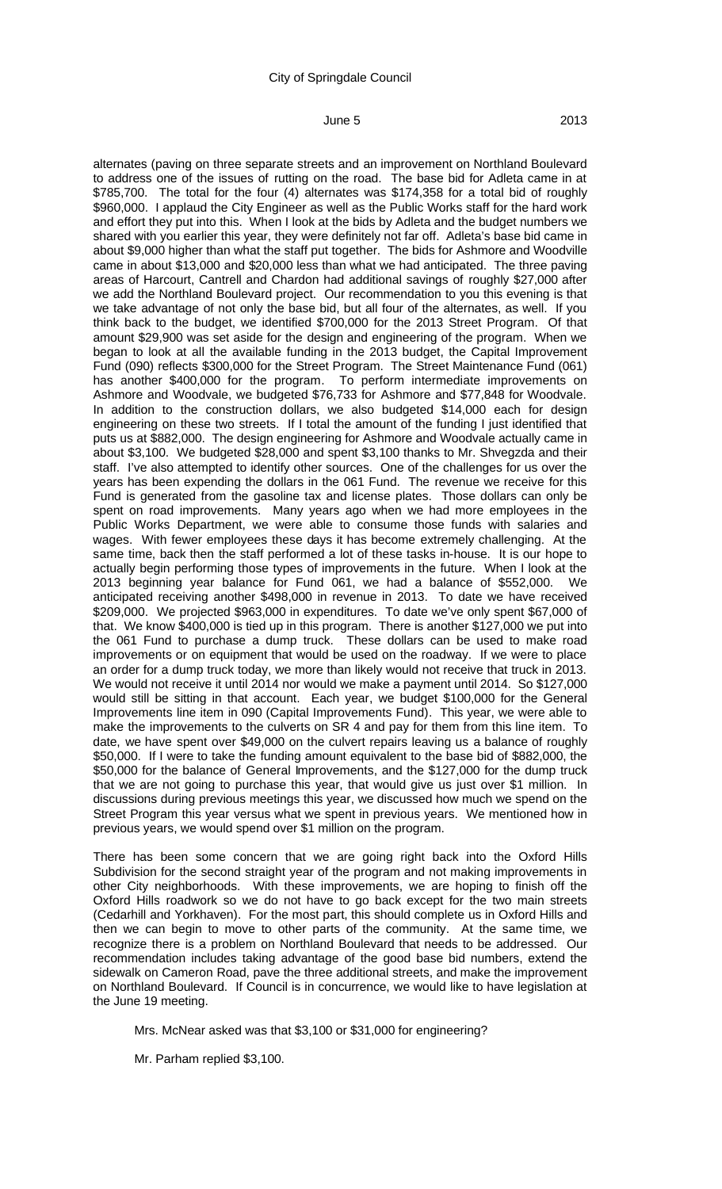alternates (paving on three separate streets and an improvement on Northland Boulevard to address one of the issues of rutting on the road. The base bid for Adleta came in at $785,700. The total for the four (4) alternates was $174,358 for a total bid of roughly $960,000. I applaud the City Engineer as well as the Public Works staff for the hard work and effort they put into this. When I look at the bids by Adleta and the budget numbers we shared with you earlier this year, they were definitely not far off. Adleta's base bid came in about $9,000 higher than what the staff put together. The bids for Ashmore and Woodville came in about $13,000 and $20,000 less than what we had anticipated. The three paving areas of Harcourt, Cantrell and Chardon had additional savings of roughly $27,000 after we add the Northland Boulevard project. Our recommendation to you this evening is that we take advantage of not only the base bid, but all four of the alternates, as well. If you think back to the budget, we identified $700,000 for the 2013 Street Program. Of that amount $29,900 was set aside for the design and engineering of the program. When we began to look at all the available funding in the 2013 budget, the Capital Improvement Fund (090) reflects $300,000 for the Street Program. The Street Maintenance Fund (061) has another $400,000 for the program. To perform intermediate improvements on Ashmore and Woodvale, we budgeted $76,733 for Ashmore and $77,848 for Woodvale. In addition to the construction dollars, we also budgeted $14,000 each for design engineering on these two streets. If I total the amount of the funding I just identified that puts us at $882,000. The design engineering for Ashmore and Woodvale actually came in about $3,100. We budgeted $28,000 and spent $3,100 thanks to Mr. Shvegzda and their staff. I've also attempted to identify other sources. One of the challenges for us over the years has been expending the dollars in the 061 Fund. The revenue we receive for this Fund is generated from the gasoline tax and license plates. Those dollars can only be spent on road improvements. Many years ago when we had more employees in the Public Works Department, we were able to consume those funds with salaries and wages. With fewer employees these days it has become extremely challenging. At the same time, back then the staff performed a lot of these tasks in-house. It is our hope to actually begin performing those types of improvements in the future. When I look at the 2013 beginning year balance for Fund 061, we had a balance of $552,000. We anticipated receiving another $498,000 in revenue in 2013. To date we have received $209,000. We projected $963,000 in expenditures. To date we've only spent $67,000 of that. We know $400,000 is tied up in this program. There is another $127,000 we put into the 061 Fund to purchase a dump truck. These dollars can be used to make road improvements or on equipment that would be used on the roadway. If we were to place an order for a dump truck today, we more than likely would not receive that truck in 2013. We would not receive it until 2014 nor would we make a payment until 2014. So $127,000 would still be sitting in that account. Each year, we budget $100,000 for the General Improvements line item in 090 (Capital Improvements Fund). This year, we were able to make the improvements to the culverts on SR 4 and pay for them from this line item. To date, we have spent over $49,000 on the culvert repairs leaving us a balance of roughly $50,000. If I were to take the funding amount equivalent to the base bid of $882,000, the $50,000 for the balance of General Improvements, and the $127,000 for the dump truck that we are not going to purchase this year, that would give us just over $1 million. In discussions during previous meetings this year, we discussed how much we spend on the Street Program this year versus what we spent in previous years. We mentioned how in previous years, we would spend over $1 million on the program.

There has been some concern that we are going right back into the Oxford Hills Subdivision for the second straight year of the program and not making improvements in other City neighborhoods. With these improvements, we are hoping to finish off the Oxford Hills roadwork so we do not have to go back except for the two main streets (Cedarhill and Yorkhaven). For the most part, this should complete us in Oxford Hills and then we can begin to move to other parts of the community. At the same time, we recognize there is a problem on Northland Boulevard that needs to be addressed. Our recommendation includes taking advantage of the good base bid numbers, extend the sidewalk on Cameron Road, pave the three additional streets, and make the improvement on Northland Boulevard. If Council is in concurrence, we would like to have legislation at the June 19 meeting.

Mrs. McNear asked was that $3,100 or $31,000 for engineering?

Mr. Parham replied $3,100.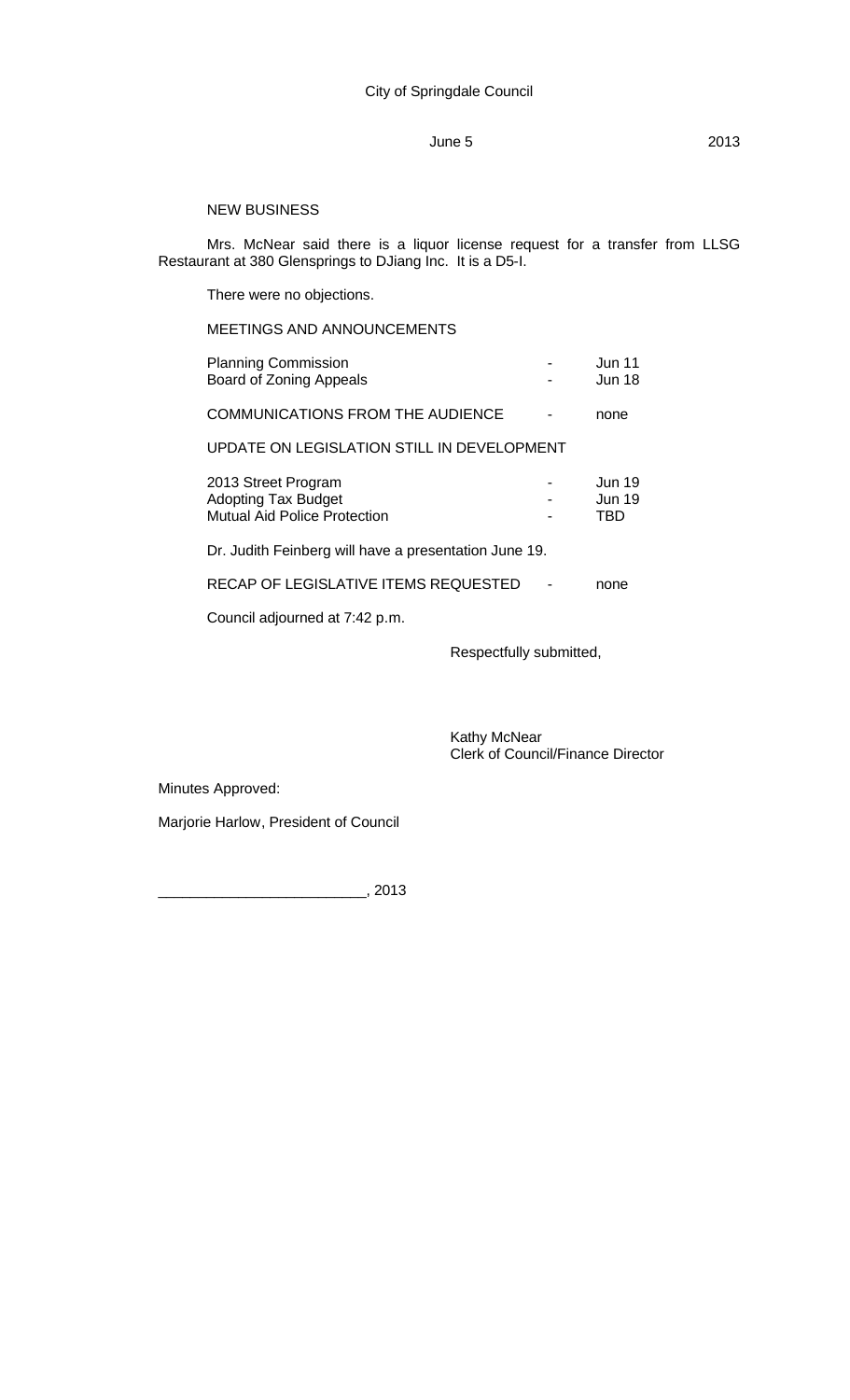NEW BUSINESS

Mrs. McNear said there is a liquor license request for a transfer from LLSG Restaurant at 380 Glensprings to DJiang Inc. It is a D5-I.

There were no objections.

MEETINGS AND ANNOUNCEMENTS

| | | |
|---|---|---|
| Planning Commission | - | Jun 11 |
| Board of Zoning Appeals | - | Jun 18 |

COMMUNICATIONS FROM THE AUDIENCE - none

UPDATE ON LEGISLATION STILL IN DEVELOPMENT

| | | |
|---|---|---|
| 2013 Street Program | - | Jun 19 |
| Adopting Tax Budget | - | Jun 19 |
| Mutual Aid Police Protection | - | TBD |

Dr. Judith Feinberg will have a presentation June 19.

RECAP OF LEGISLATIVE ITEMS REQUESTED - none

Council adjourned at 7:42 p.m.

Respectfully submitted,

Kathy McNear
Clerk of Council/Finance Director

Minutes Approved:

Marjorie Harlow, President of Council

________________________, 2013